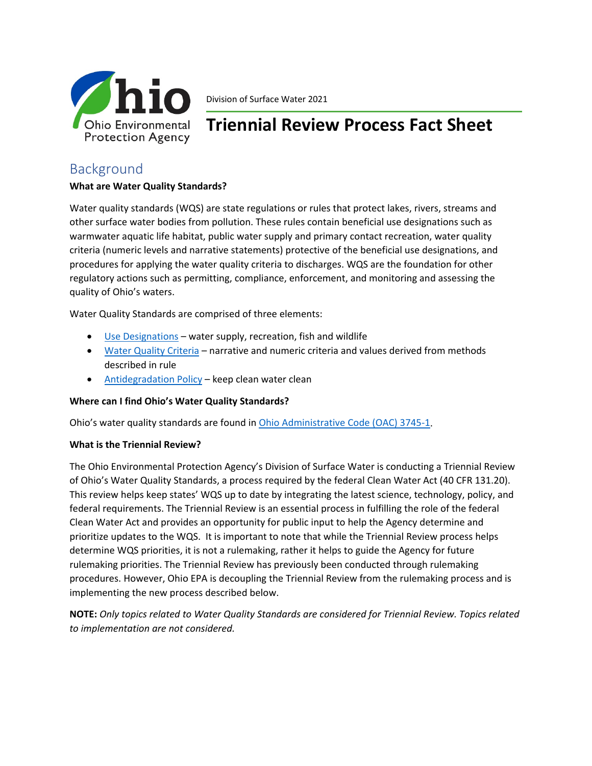Ohio Environmental Protection Agency

Division of Surface Water 2021

# Triennial Review Process Fact Sheet

## Background

**What are Water Quality Standards?**

Water quality standards (WQS) are state regulations or rules that protect lakes, rivers, streams and other surface water bodies from pollution. These rules contain beneficial use designations such as warmwater aquatic life habitat, public water supply and primary contact recreation, water quality criteria (numeric levels and narrative statements) protective of the beneficial use designations, and procedures for applying the water quality criteria to discharges. WQS are the foundation for other regulatory actions such as permitting, compliance, enforcement, and monitoring and assessing the quality of Ohio's waters.

Water Quality Standards are comprised of three elements:

- Use Designations – water supply, recreation, fish and wildlife
- Water Quality Criteria – narrative and numeric criteria and values derived from methods described in rule
- Antidegradation Policy – keep clean water clean

**Where can I find Ohio's Water Quality Standards?**

Ohio's water quality standards are found in Ohio Administrative Code (OAC) 3745-1.

**What is the Triennial Review?**

The Ohio Environmental Protection Agency's Division of Surface Water is conducting a Triennial Review of Ohio's Water Quality Standards, a process required by the federal Clean Water Act (40 CFR 131.20). This review helps keep states' WQS up to date by integrating the latest science, technology, policy, and federal requirements. The Triennial Review is an essential process in fulfilling the role of the federal Clean Water Act and provides an opportunity for public input to help the Agency determine and prioritize updates to the WQS. It is important to note that while the Triennial Review process helps determine WQS priorities, it is not a rulemaking, rather it helps to guide the Agency for future rulemaking priorities. The Triennial Review has previously been conducted through rulemaking procedures. However, Ohio EPA is decoupling the Triennial Review from the rulemaking process and is implementing the new process described below.

**NOTE:** *Only topics related to Water Quality Standards are considered for Triennial Review. Topics related to implementation are not considered.*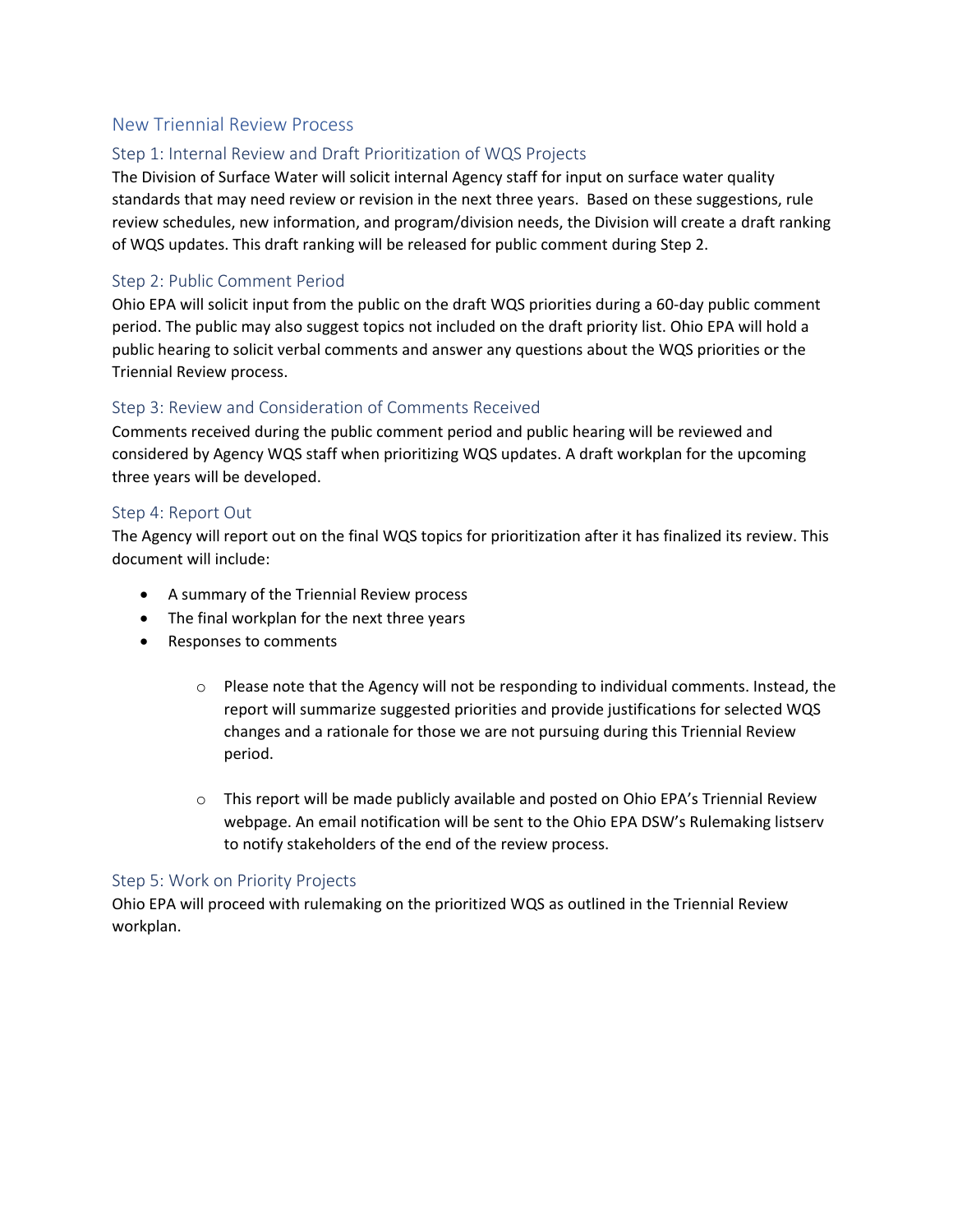## New Triennial Review Process

### Step 1: Internal Review and Draft Prioritization of WQS Projects

The Division of Surface Water will solicit internal Agency staff for input on surface water quality standards that may need review or revision in the next three years. Based on these suggestions, rule review schedules, new information, and program/division needs, the Division will create a draft ranking of WQS updates. This draft ranking will be released for public comment during Step 2.

### Step 2: Public Comment Period

Ohio EPA will solicit input from the public on the draft WQS priorities during a 60-day public comment period. The public may also suggest topics not included on the draft priority list. Ohio EPA will hold a public hearing to solicit verbal comments and answer any questions about the WQS priorities or the Triennial Review process.

### Step 3: Review and Consideration of Comments Received

Comments received during the public comment period and public hearing will be reviewed and considered by Agency WQS staff when prioritizing WQS updates. A draft workplan for the upcoming three years will be developed.

### Step 4: Report Out

The Agency will report out on the final WQS topics for prioritization after it has finalized its review. This document will include:

- A summary of the Triennial Review process
- The final workplan for the next three years
- Responses to comments
    - Please note that the Agency will not be responding to individual comments. Instead, the report will summarize suggested priorities and provide justifications for selected WQS changes and a rationale for those we are not pursuing during this Triennial Review period.
    - This report will be made publicly available and posted on Ohio EPA's Triennial Review webpage. An email notification will be sent to the Ohio EPA DSW's Rulemaking listserv to notify stakeholders of the end of the review process.

### Step 5: Work on Priority Projects

Ohio EPA will proceed with rulemaking on the prioritized WQS as outlined in the Triennial Review workplan.